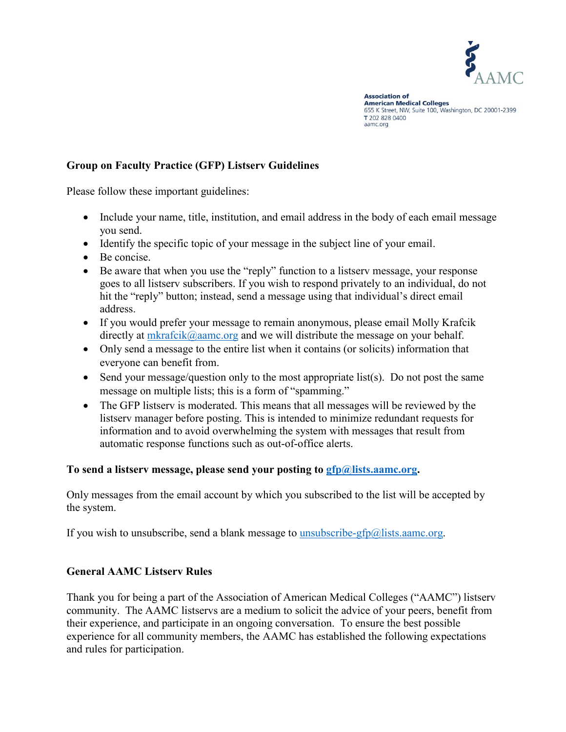AAMC

**Association of American Medical Colleges**
655 K Street, NW, Suite 100, Washington, DC 20001-2399
T 202 828 0400
aamc.org

## Group on Faculty Practice (GFP) Listserv Guidelines

Please follow these important guidelines:

- Include your name, title, institution, and email address in the body of each email message you send.
- Identify the specific topic of your message in the subject line of your email.
- Be concise.
- Be aware that when you use the "reply" function to a listserv message, your response goes to all listserv subscribers. If you wish to respond privately to an individual, do not hit the "reply" button; instead, send a message using that individual's direct email address.
- If you would prefer your message to remain anonymous, please email Molly Krafcik directly at mkrafcik@aamc.org and we will distribute the message on your behalf.
- Only send a message to the entire list when it contains (or solicits) information that everyone can benefit from.
- Send your message/question only to the most appropriate list(s). Do not post the same message on multiple lists; this is a form of "spamming."
- The GFP listserv is moderated. This means that all messages will be reviewed by the listserv manager before posting. This is intended to minimize redundant requests for information and to avoid overwhelming the system with messages that result from automatic response functions such as out-of-office alerts.

**To send a listserv message, please send your posting to gfp@lists.aamc.org.**

Only messages from the email account by which you subscribed to the list will be accepted by the system.

If you wish to unsubscribe, send a blank message to unsubscribe-gfp@lists.aamc.org.

## General AAMC Listserv Rules

Thank you for being a part of the Association of American Medical Colleges ("AAMC") listserv community. The AAMC listservs are a medium to solicit the advice of your peers, benefit from their experience, and participate in an ongoing conversation. To ensure the best possible experience for all community members, the AAMC has established the following expectations and rules for participation.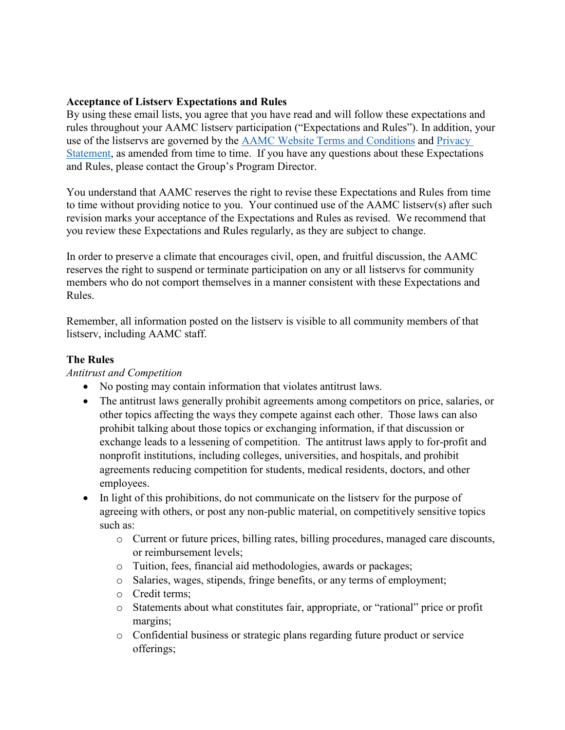**Acceptance of Listserv Expectations and Rules**

By using these email lists, you agree that you have read and will follow these expectations and rules throughout your AAMC listserv participation ("Expectations and Rules"). In addition, your use of the listservs are governed by the [AAMC Website Terms and Conditions]() and [Privacy Statement](), as amended from time to time. If you have any questions about these Expectations and Rules, please contact the Group's Program Director.

You understand that AAMC reserves the right to revise these Expectations and Rules from time to time without providing notice to you. Your continued use of the AAMC listserv(s) after such revision marks your acceptance of the Expectations and Rules as revised. We recommend that you review these Expectations and Rules regularly, as they are subject to change.

In order to preserve a climate that encourages civil, open, and fruitful discussion, the AAMC reserves the right to suspend or terminate participation on any or all listservs for community members who do not comport themselves in a manner consistent with these Expectations and Rules.

Remember, all information posted on the listserv is visible to all community members of that listserv, including AAMC staff.

**The Rules**

*Antitrust and Competition*

- No posting may contain information that violates antitrust laws.
- The antitrust laws generally prohibit agreements among competitors on price, salaries, or other topics affecting the ways they compete against each other. Those laws can also prohibit talking about those topics or exchanging information, if that discussion or exchange leads to a lessening of competition. The antitrust laws apply to for-profit and nonprofit institutions, including colleges, universities, and hospitals, and prohibit agreements reducing competition for students, medical residents, doctors, and other employees.
- In light of this prohibitions, do not communicate on the listserv for the purpose of agreeing with others, or post any non-public material, on competitively sensitive topics such as:
  - Current or future prices, billing rates, billing procedures, managed care discounts, or reimbursement levels;
  - Tuition, fees, financial aid methodologies, awards or packages;
  - Salaries, wages, stipends, fringe benefits, or any terms of employment;
  - Credit terms;
  - Statements about what constitutes fair, appropriate, or "rational" price or profit margins;
  - Confidential business or strategic plans regarding future product or service offerings;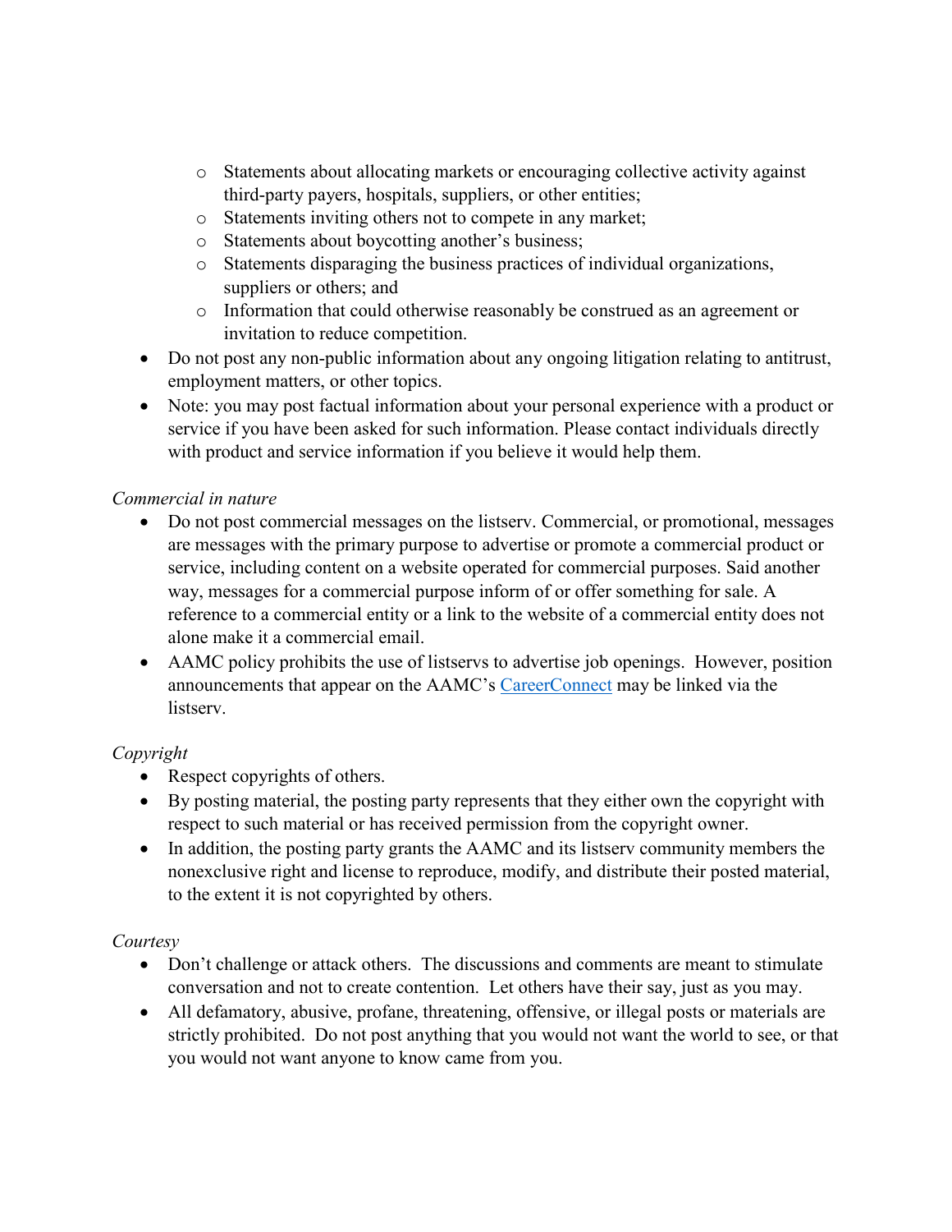- Statements about allocating markets or encouraging collective activity against third-party payers, hospitals, suppliers, or other entities;
    - Statements inviting others not to compete in any market;
    - Statements about boycotting another's business;
    - Statements disparaging the business practices of individual organizations, suppliers or others; and
    - Information that could otherwise reasonably be construed as an agreement or invitation to reduce competition.
- Do not post any non-public information about any ongoing litigation relating to antitrust, employment matters, or other topics.
- Note: you may post factual information about your personal experience with a product or service if you have been asked for such information. Please contact individuals directly with product and service information if you believe it would help them.

*Commercial in nature*

- Do not post commercial messages on the listserv. Commercial, or promotional, messages are messages with the primary purpose to advertise or promote a commercial product or service, including content on a website operated for commercial purposes. Said another way, messages for a commercial purpose inform of or offer something for sale. A reference to a commercial entity or a link to the website of a commercial entity does not alone make it a commercial email.
- AAMC policy prohibits the use of listservs to advertise job openings. However, position announcements that appear on the AAMC's CareerConnect may be linked via the listserv.

*Copyright*

- Respect copyrights of others.
- By posting material, the posting party represents that they either own the copyright with respect to such material or has received permission from the copyright owner.
- In addition, the posting party grants the AAMC and its listserv community members the nonexclusive right and license to reproduce, modify, and distribute their posted material, to the extent it is not copyrighted by others.

*Courtesy*

- Don't challenge or attack others. The discussions and comments are meant to stimulate conversation and not to create contention. Let others have their say, just as you may.
- All defamatory, abusive, profane, threatening, offensive, or illegal posts or materials are strictly prohibited. Do not post anything that you would not want the world to see, or that you would not want anyone to know came from you.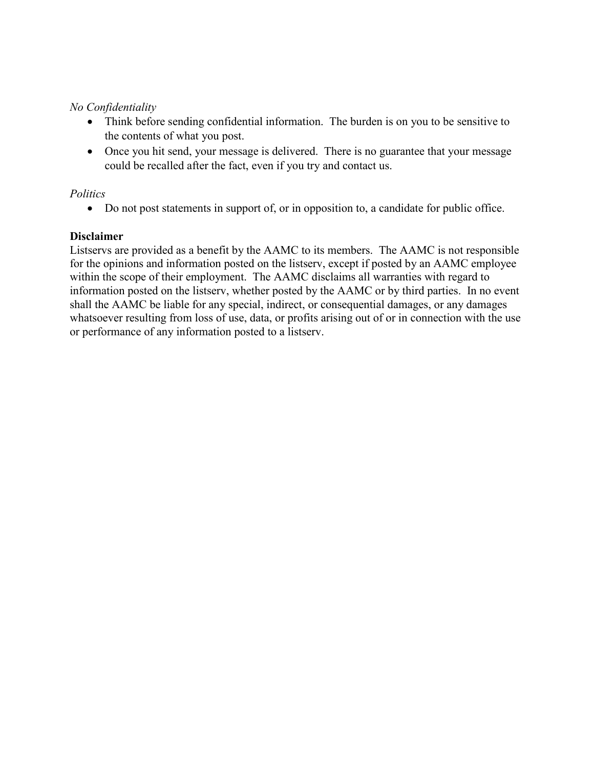*No Confidentiality*

- Think before sending confidential information. The burden is on you to be sensitive to the contents of what you post.
- Once you hit send, your message is delivered. There is no guarantee that your message could be recalled after the fact, even if you try and contact us.

*Politics*

- Do not post statements in support of, or in opposition to, a candidate for public office.

**Disclaimer**

Listservs are provided as a benefit by the AAMC to its members. The AAMC is not responsible for the opinions and information posted on the listserv, except if posted by an AAMC employee within the scope of their employment. The AAMC disclaims all warranties with regard to information posted on the listserv, whether posted by the AAMC or by third parties. In no event shall the AAMC be liable for any special, indirect, or consequential damages, or any damages whatsoever resulting from loss of use, data, or profits arising out of or in connection with the use or performance of any information posted to a listserv.